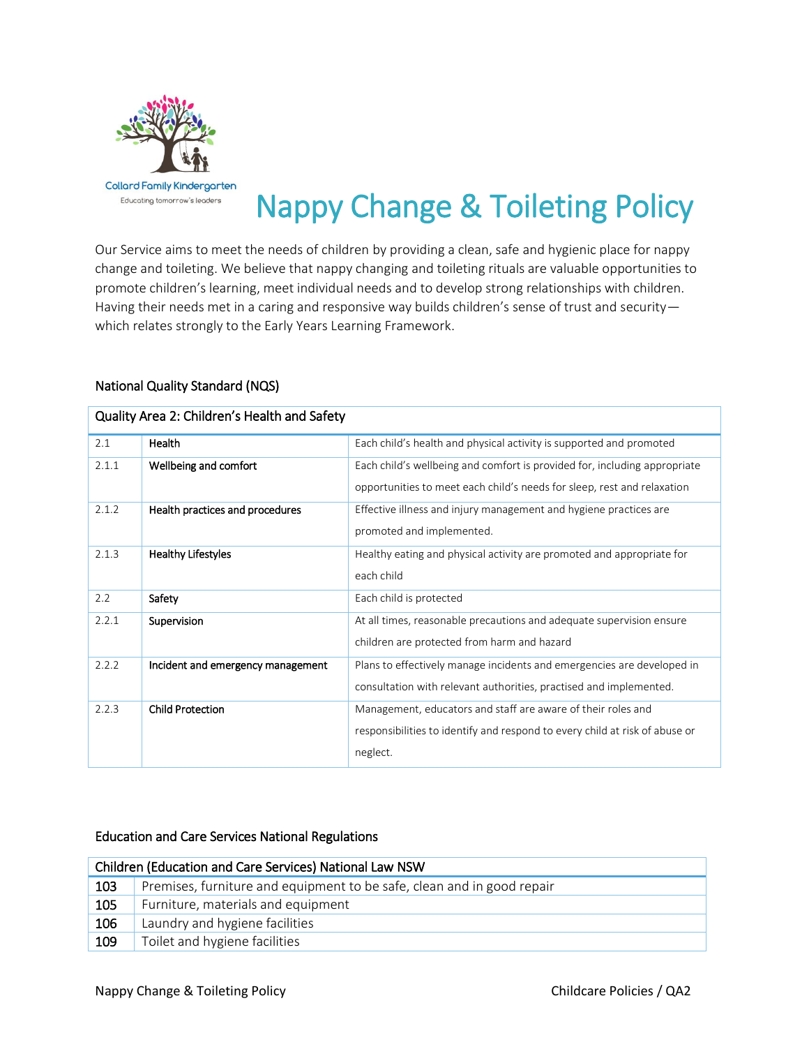Collard Family Kindergarten

Educating tomorrow's leaders

# Nappy Change & Toileting Policy

Our Service aims to meet the needs of children by providing a clean, safe and hygienic place for nappy change and toileting. We believe that nappy changing and toileting rituals are valuable opportunities to promote children's learning, meet individual needs and to develop strong relationships with children. Having their needs met in a caring and responsive way builds children's sense of trust and security—which relates strongly to the Early Years Learning Framework.

## National Quality Standard (NQS)

| Quality Area 2: Children's Health and Safety | | |
|---|---|---|
| 2.1 | Health | Each child's health and physical activity is supported and promoted |
| 2.1.1 | Wellbeing and comfort | Each child's wellbeing and comfort is provided for, including appropriate opportunities to meet each child's needs for sleep, rest and relaxation |
| 2.1.2 | Health practices and procedures | Effective illness and injury management and hygiene practices are promoted and implemented. |
| 2.1.3 | Healthy Lifestyles | Healthy eating and physical activity are promoted and appropriate for each child |
| 2.2 | Safety | Each child is protected |
| 2.2.1 | Supervision | At all times, reasonable precautions and adequate supervision ensure children are protected from harm and hazard |
| 2.2.2 | Incident and emergency management | Plans to effectively manage incidents and emergencies are developed in consultation with relevant authorities, practised and implemented. |
| 2.2.3 | Child Protection | Management, educators and staff are aware of their roles and responsibilities to identify and respond to every child at risk of abuse or neglect. |

## Education and Care Services National Regulations

| Children (Education and Care Services) National Law NSW | |
|---|---|
| 103 | Premises, furniture and equipment to be safe, clean and in good repair |
| 105 | Furniture, materials and equipment |
| 106 | Laundry and hygiene facilities |
| 109 | Toilet and hygiene facilities |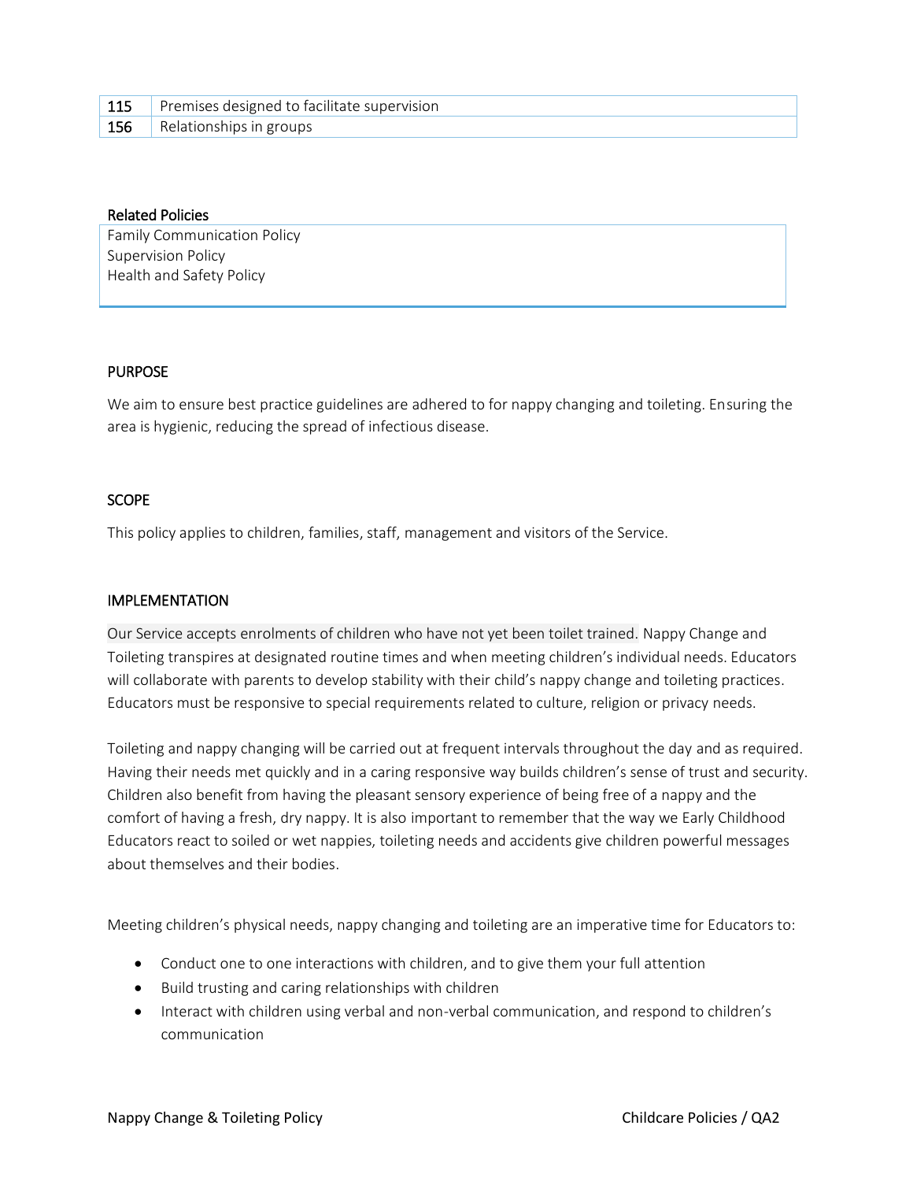| 115 | Premises designed to facilitate supervision |
|---|---|
| 156 | Relationships in groups |

**Related Policies**

| |
|---|
| Family Communication Policy<br>Supervision Policy<br>Health and Safety Policy |

## PURPOSE

We aim to ensure best practice guidelines are adhered to for nappy changing and toileting. Ensuring the area is hygienic, reducing the spread of infectious disease.

## SCOPE

This policy applies to children, families, staff, management and visitors of the Service.

## IMPLEMENTATION

Our Service accepts enrolments of children who have not yet been toilet trained. Nappy Change and Toileting transpires at designated routine times and when meeting children's individual needs. Educators will collaborate with parents to develop stability with their child's nappy change and toileting practices. Educators must be responsive to special requirements related to culture, religion or privacy needs.

Toileting and nappy changing will be carried out at frequent intervals throughout the day and as required. Having their needs met quickly and in a caring responsive way builds children's sense of trust and security. Children also benefit from having the pleasant sensory experience of being free of a nappy and the comfort of having a fresh, dry nappy. It is also important to remember that the way we Early Childhood Educators react to soiled or wet nappies, toileting needs and accidents give children powerful messages about themselves and their bodies.

Meeting children's physical needs, nappy changing and toileting are an imperative time for Educators to:

- Conduct one to one interactions with children, and to give them your full attention
- Build trusting and caring relationships with children
- Interact with children using verbal and non-verbal communication, and respond to children's communication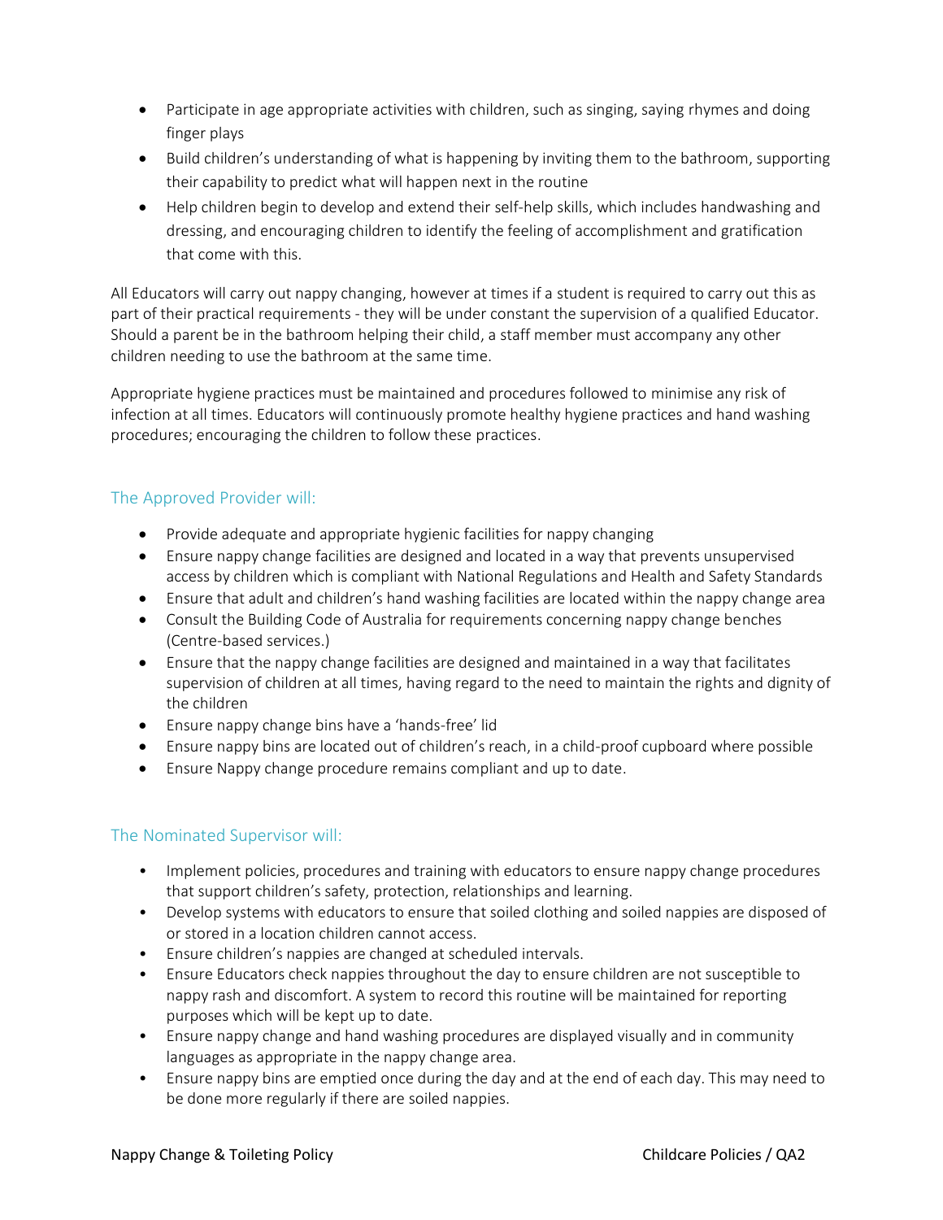- Participate in age appropriate activities with children, such as singing, saying rhymes and doing finger plays
- Build children's understanding of what is happening by inviting them to the bathroom, supporting their capability to predict what will happen next in the routine
- Help children begin to develop and extend their self-help skills, which includes handwashing and dressing, and encouraging children to identify the feeling of accomplishment and gratification that come with this.

All Educators will carry out nappy changing, however at times if a student is required to carry out this as part of their practical requirements - they will be under constant the supervision of a qualified Educator. Should a parent be in the bathroom helping their child, a staff member must accompany any other children needing to use the bathroom at the same time.

Appropriate hygiene practices must be maintained and procedures followed to minimise any risk of infection at all times. Educators will continuously promote healthy hygiene practices and hand washing procedures; encouraging the children to follow these practices.

## The Approved Provider will:

- Provide adequate and appropriate hygienic facilities for nappy changing
- Ensure nappy change facilities are designed and located in a way that prevents unsupervised access by children which is compliant with National Regulations and Health and Safety Standards
- Ensure that adult and children's hand washing facilities are located within the nappy change area
- Consult the Building Code of Australia for requirements concerning nappy change benches (Centre-based services.)
- Ensure that the nappy change facilities are designed and maintained in a way that facilitates supervision of children at all times, having regard to the need to maintain the rights and dignity of the children
- Ensure nappy change bins have a 'hands-free' lid
- Ensure nappy bins are located out of children's reach, in a child-proof cupboard where possible
- Ensure Nappy change procedure remains compliant and up to date.

## The Nominated Supervisor will:

- Implement policies, procedures and training with educators to ensure nappy change procedures that support children's safety, protection, relationships and learning.
- Develop systems with educators to ensure that soiled clothing and soiled nappies are disposed of or stored in a location children cannot access.
- Ensure children's nappies are changed at scheduled intervals.
- Ensure Educators check nappies throughout the day to ensure children are not susceptible to nappy rash and discomfort. A system to record this routine will be maintained for reporting purposes which will be kept up to date.
- Ensure nappy change and hand washing procedures are displayed visually and in community languages as appropriate in the nappy change area.
- Ensure nappy bins are emptied once during the day and at the end of each day. This may need to be done more regularly if there are soiled nappies.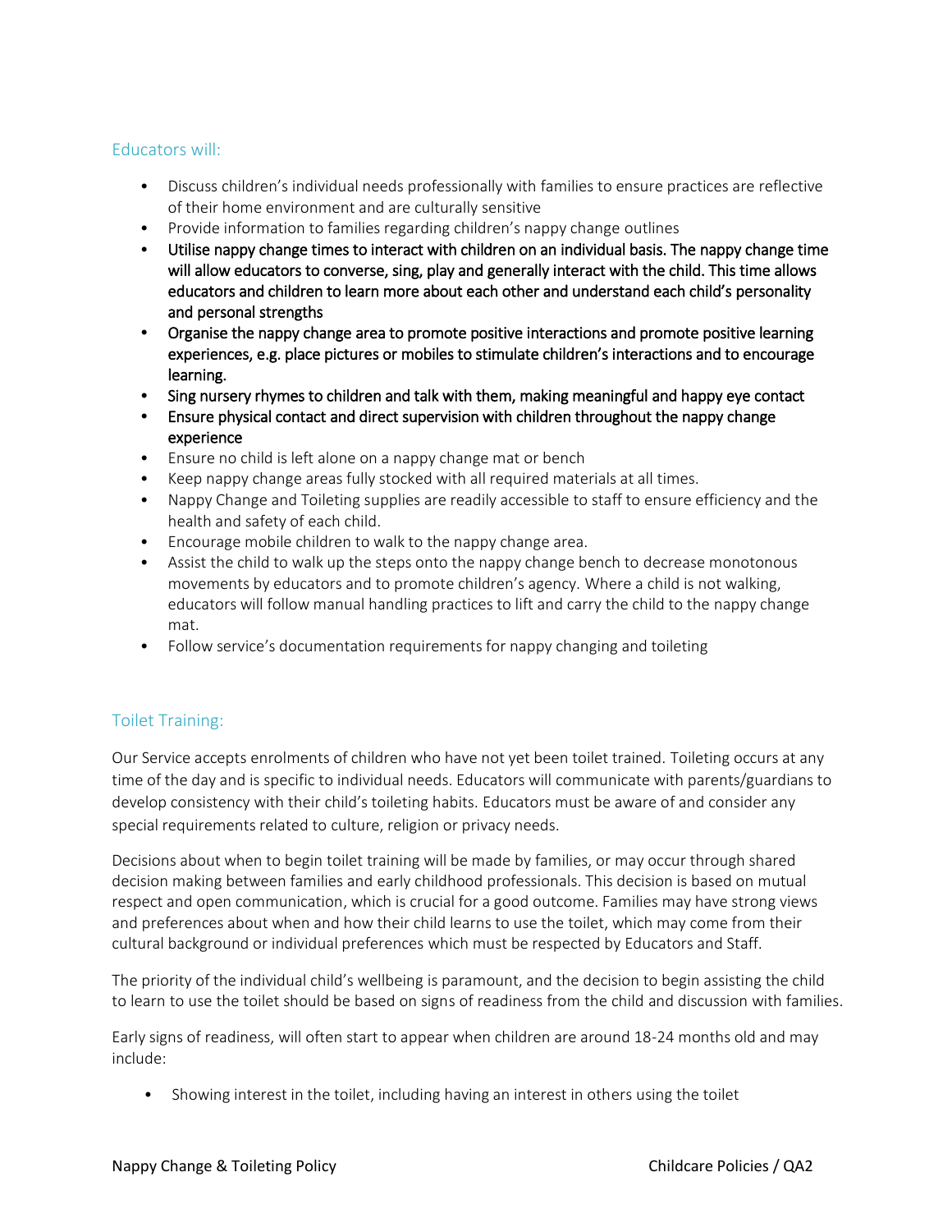### Educators will:

- Discuss children's individual needs professionally with families to ensure practices are reflective of their home environment and are culturally sensitive
- Provide information to families regarding children's nappy change outlines
- Utilise nappy change times to interact with children on an individual basis. The nappy change time will allow educators to converse, sing, play and generally interact with the child. This time allows educators and children to learn more about each other and understand each child's personality and personal strengths
- Organise the nappy change area to promote positive interactions and promote positive learning experiences, e.g. place pictures or mobiles to stimulate children's interactions and to encourage learning.
- Sing nursery rhymes to children and talk with them, making meaningful and happy eye contact
- Ensure physical contact and direct supervision with children throughout the nappy change experience
- Ensure no child is left alone on a nappy change mat or bench
- Keep nappy change areas fully stocked with all required materials at all times.
- Nappy Change and Toileting supplies are readily accessible to staff to ensure efficiency and the health and safety of each child.
- Encourage mobile children to walk to the nappy change area.
- Assist the child to walk up the steps onto the nappy change bench to decrease monotonous movements by educators and to promote children's agency. Where a child is not walking, educators will follow manual handling practices to lift and carry the child to the nappy change mat.
- Follow service's documentation requirements for nappy changing and toileting

### Toilet Training:

Our Service accepts enrolments of children who have not yet been toilet trained. Toileting occurs at any time of the day and is specific to individual needs. Educators will communicate with parents/guardians to develop consistency with their child's toileting habits. Educators must be aware of and consider any special requirements related to culture, religion or privacy needs.

Decisions about when to begin toilet training will be made by families, or may occur through shared decision making between families and early childhood professionals. This decision is based on mutual respect and open communication, which is crucial for a good outcome. Families may have strong views and preferences about when and how their child learns to use the toilet, which may come from their cultural background or individual preferences which must be respected by Educators and Staff.

The priority of the individual child's wellbeing is paramount, and the decision to begin assisting the child to learn to use the toilet should be based on signs of readiness from the child and discussion with families.

Early signs of readiness, will often start to appear when children are around 18-24 months old and may include:

- Showing interest in the toilet, including having an interest in others using the toilet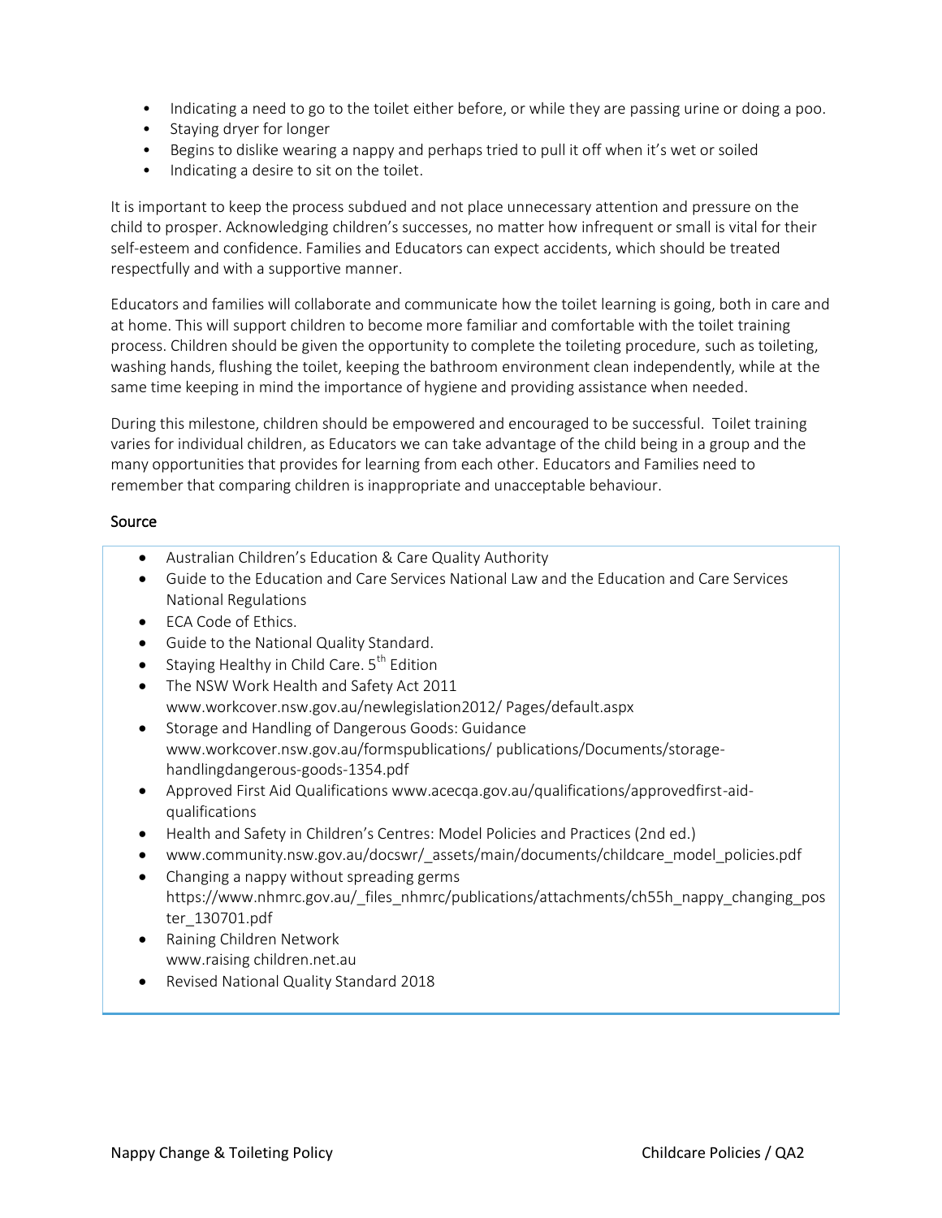- Indicating a need to go to the toilet either before, or while they are passing urine or doing a poo.
- Staying dryer for longer
- Begins to dislike wearing a nappy and perhaps tried to pull it off when it's wet or soiled
- Indicating a desire to sit on the toilet.

It is important to keep the process subdued and not place unnecessary attention and pressure on the child to prosper. Acknowledging children's successes, no matter how infrequent or small is vital for their self-esteem and confidence. Families and Educators can expect accidents, which should be treated respectfully and with a supportive manner.

Educators and families will collaborate and communicate how the toilet learning is going, both in care and at home. This will support children to become more familiar and comfortable with the toilet training process. Children should be given the opportunity to complete the toileting procedure, such as toileting, washing hands, flushing the toilet, keeping the bathroom environment clean independently, while at the same time keeping in mind the importance of hygiene and providing assistance when needed.

During this milestone, children should be empowered and encouraged to be successful. Toilet training varies for individual children, as Educators we can take advantage of the child being in a group and the many opportunities that provides for learning from each other. Educators and Families need to remember that comparing children is inappropriate and unacceptable behaviour.

### Source

- Australian Children's Education & Care Quality Authority
- Guide to the Education and Care Services National Law and the Education and Care Services National Regulations
- ECA Code of Ethics.
- Guide to the National Quality Standard.
- Staying Healthy in Child Care. 5th Edition
- The NSW Work Health and Safety Act 2011 www.workcover.nsw.gov.au/newlegislation2012/ Pages/default.aspx
- Storage and Handling of Dangerous Goods: Guidance www.workcover.nsw.gov.au/formspublications/ publications/Documents/storage-handlingdangerous-goods-1354.pdf
- Approved First Aid Qualifications www.acecqa.gov.au/qualifications/approvedfirst-aid-qualifications
- Health and Safety in Children's Centres: Model Policies and Practices (2nd ed.)
- www.community.nsw.gov.au/docswr/_assets/main/documents/childcare_model_policies.pdf
- Changing a nappy without spreading germs https://www.nhmrc.gov.au/_files_nhmrc/publications/attachments/ch55h_nappy_changing_poster_130701.pdf
- Raining Children Network www.raising children.net.au
- Revised National Quality Standard 2018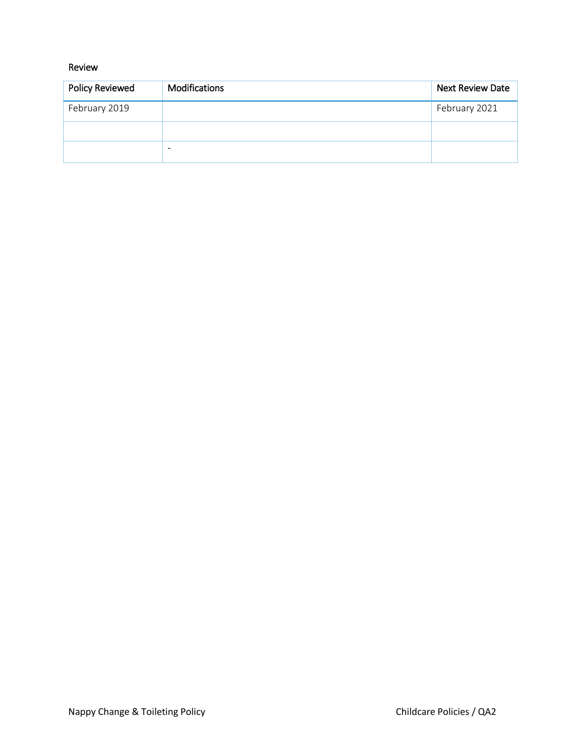Review

| Policy Reviewed | Modifications | Next Review Date |
| --- | --- | --- |
| February 2019 | | February 2021 |
| | | |
| | - | |